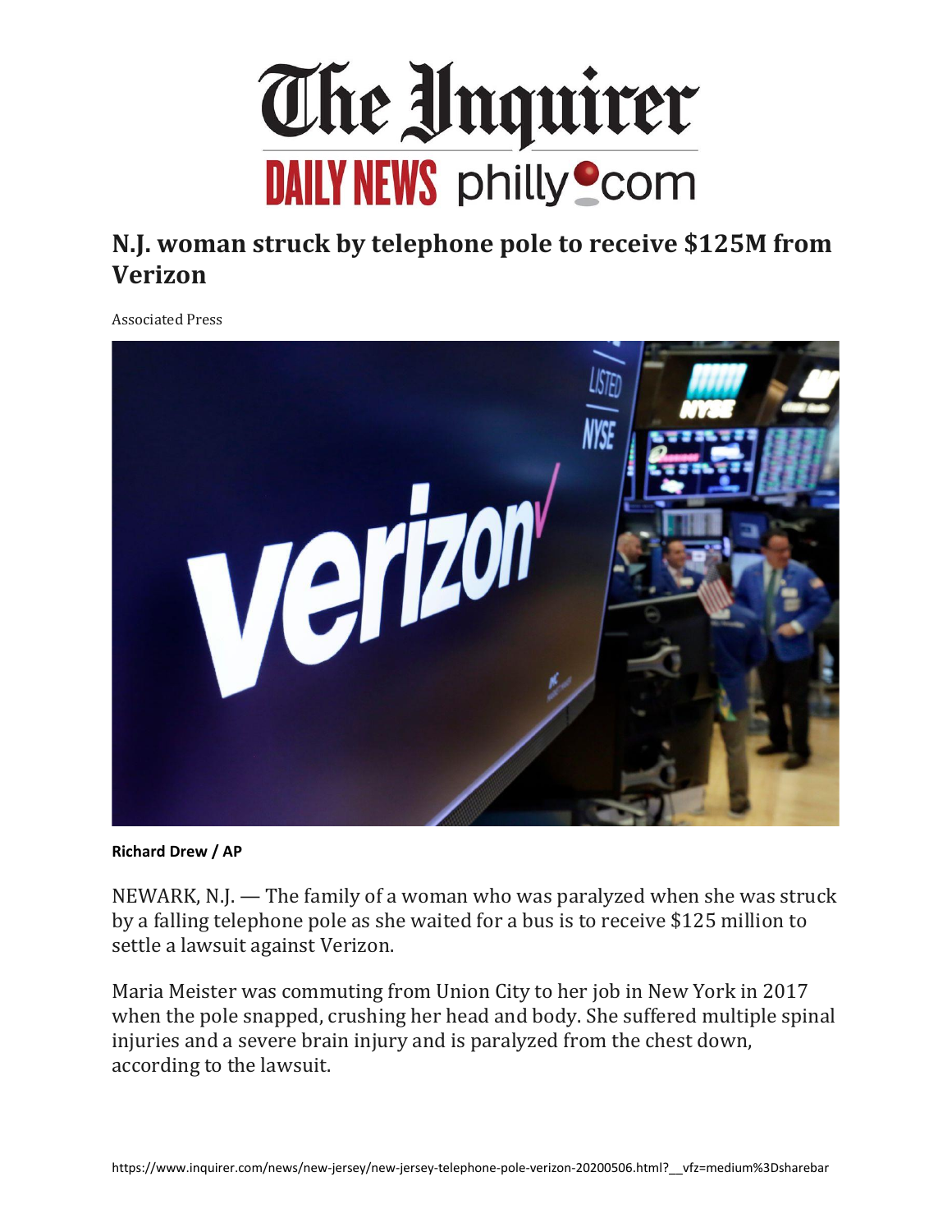# The Inquirer

DAILY NEWS philly.com

## N.J. woman struck by telephone pole to receive $125M from Verizon

Associated Press

**Richard Drew / AP**

NEWARK, N.J. — The family of a woman who was paralyzed when she was struck by a falling telephone pole as she waited for a bus is to receive $125 million to settle a lawsuit against Verizon.

Maria Meister was commuting from Union City to her job in New York in 2017 when the pole snapped, crushing her head and body. She suffered multiple spinal injuries and a severe brain injury and is paralyzed from the chest down, according to the lawsuit.

https://www.inquirer.com/news/new-jersey/new-jersey-telephone-pole-verizon-20200506.html?__vfz=medium%3Dsharebar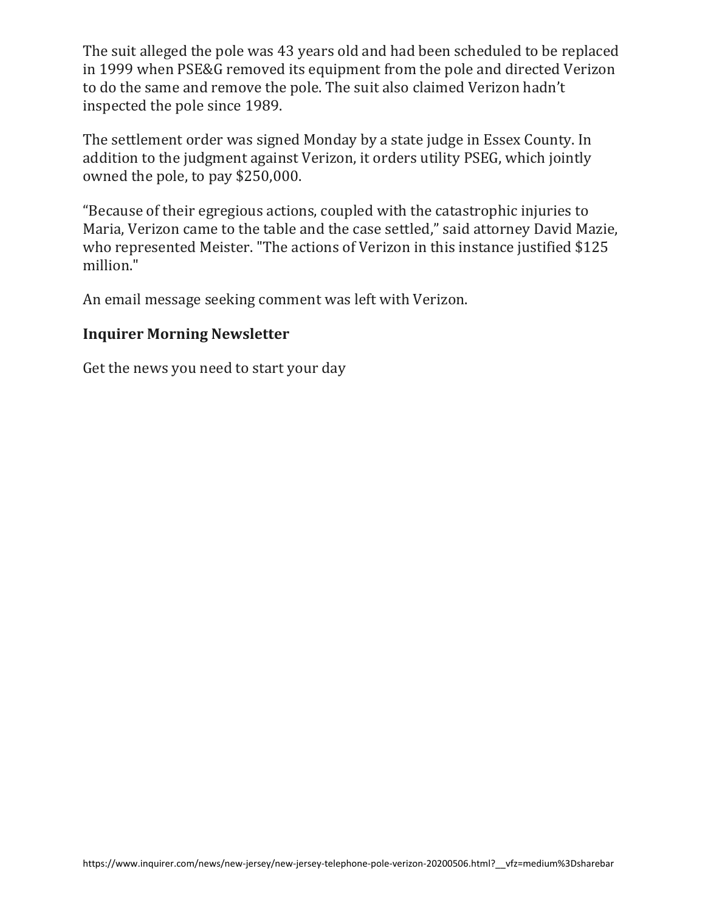The suit alleged the pole was 43 years old and had been scheduled to be replaced in 1999 when PSE&G removed its equipment from the pole and directed Verizon to do the same and remove the pole. The suit also claimed Verizon hadn't inspected the pole since 1989.

The settlement order was signed Monday by a state judge in Essex County. In addition to the judgment against Verizon, it orders utility PSEG, which jointly owned the pole, to pay $250,000.

"Because of their egregious actions, coupled with the catastrophic injuries to Maria, Verizon came to the table and the case settled," said attorney David Mazie, who represented Meister. "The actions of Verizon in this instance justified $125 million."

An email message seeking comment was left with Verizon.

**Inquirer Morning Newsletter**

Get the news you need to start your day